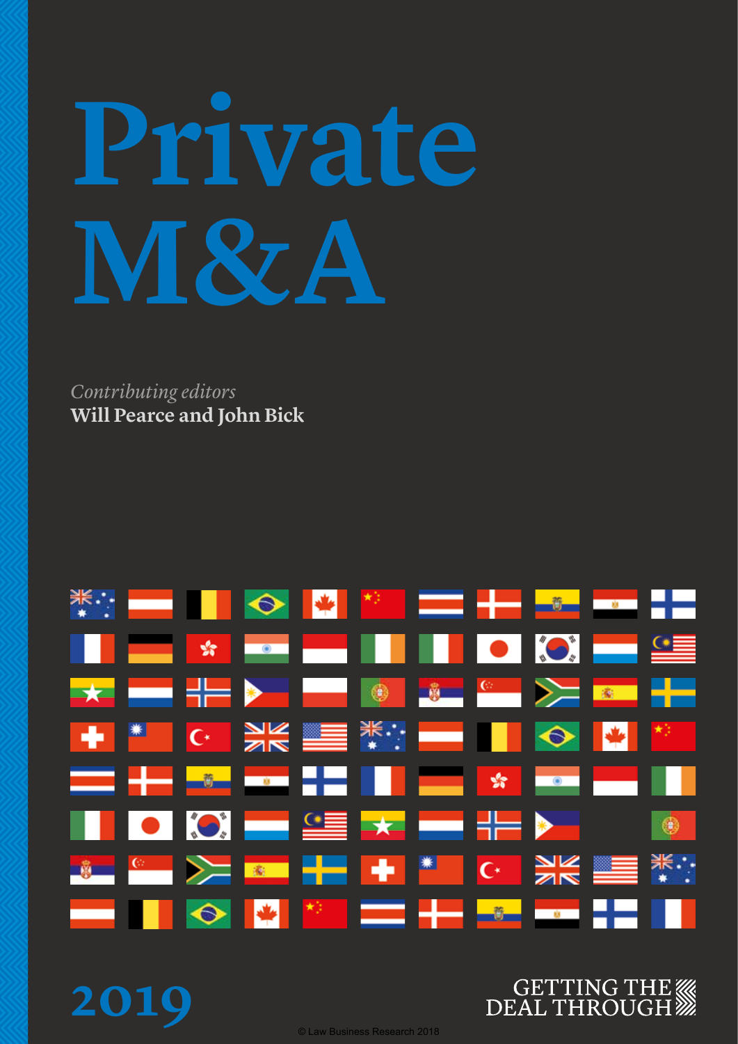# Private M&A

*Contributing editors*
**Will Pearce and John Bick**

2019

GETTING THE DEAL THROUGH

© Law Business Research 2018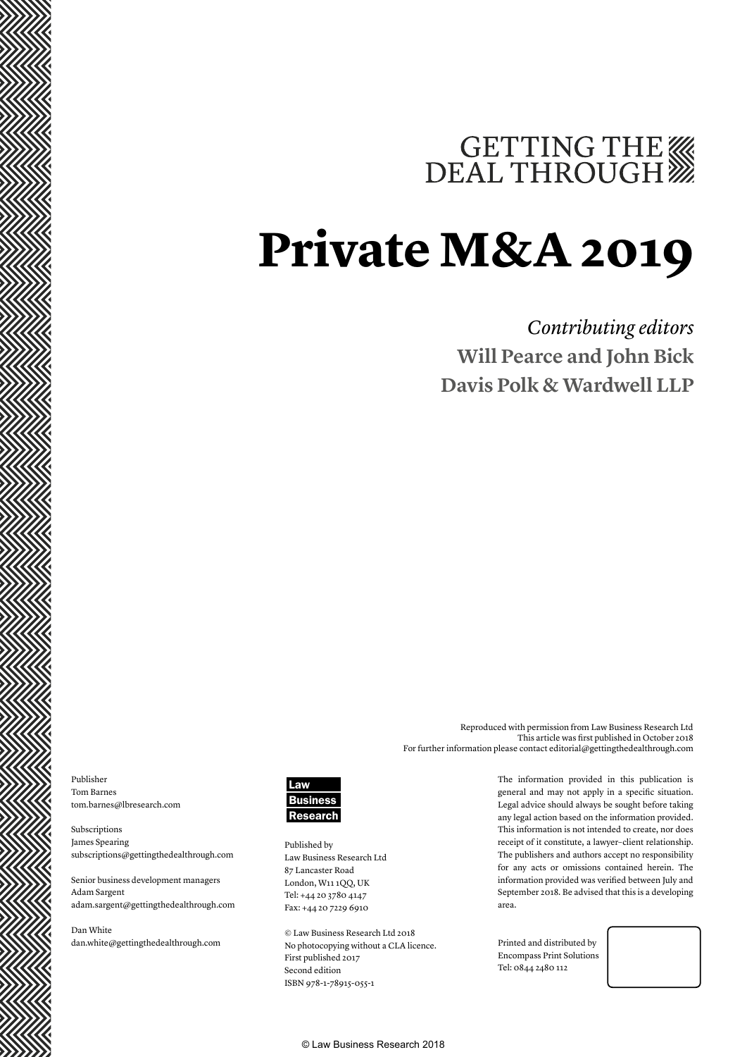GETTING THE DEAL THROUGH

# Private M&A 2019

*Contributing editors*

**Will Pearce and John Bick**

**Davis Polk & Wardwell LLP**

Reproduced with permission from Law Business Research Ltd
This article was first published in October 2018
For further information please contact editorial@gettingthedealthrough.com

Publisher
Tom Barnes
tom.barnes@lbresearch.com

Subscriptions
James Spearing
subscriptions@gettingthedealthrough.com

Senior business development managers
Adam Sargent
adam.sargent@gettingthedealthrough.com

Dan White
dan.white@gettingthedealthrough.com

Law Business Research

Published by
Law Business Research Ltd
87 Lancaster Road
London, W11 1QQ, UK
Tel: +44 20 3780 4147
Fax: +44 20 7229 6910

© Law Business Research Ltd 2018
No photocopying without a CLA licence.
First published 2017
Second edition
ISBN 978-1-78915-055-1

The information provided in this publication is general and may not apply in a specific situation. Legal advice should always be sought before taking any legal action based on the information provided. This information is not intended to create, nor does receipt of it constitute, a lawyer–client relationship. The publishers and authors accept no responsibility for any acts or omissions contained herein. The information provided was verified between July and September 2018. Be advised that this is a developing area.

Printed and distributed by
Encompass Print Solutions
Tel: 0844 2480 112

© Law Business Research 2018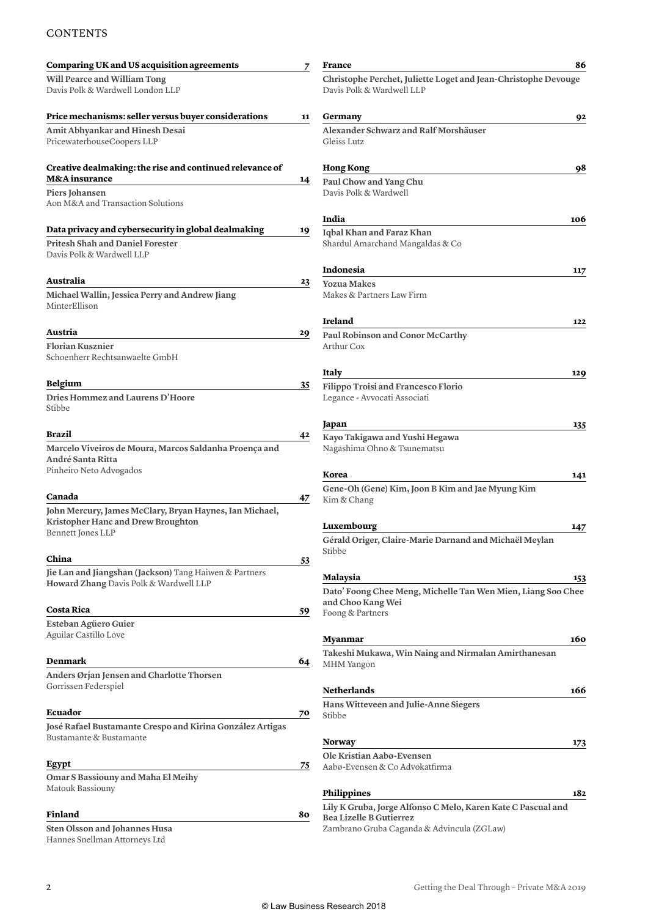# CONTENTS

**Comparing UK and US acquisition agreements** 7
**Will Pearce and William Tong**
Davis Polk & Wardwell London LLP

**Price mechanisms: seller versus buyer considerations** 11
**Amit Abhyankar and Hinesh Desai**
PricewaterhouseCoopers LLP

**Creative dealmaking: the rise and continued relevance of M&A insurance** 14
**Piers Johansen**
Aon M&A and Transaction Solutions

**Data privacy and cybersecurity in global dealmaking** 19
**Pritesh Shah and Daniel Forester**
Davis Polk & Wardwell LLP

**Australia** 23
**Michael Wallin, Jessica Perry and Andrew Jiang**
MinterEllison

**Austria** 29
**Florian Kusznier**
Schoenherr Rechtsanwaelte GmbH

**Belgium** 35
**Dries Hommez and Laurens D'Hoore**
Stibbe

**Brazil** 42
**Marcelo Viveiros de Moura, Marcos Saldanha Proença and André Santa Ritta**
Pinheiro Neto Advogados

**Canada** 47
**John Mercury, James McClary, Bryan Haynes, Ian Michael, Kristopher Hanc and Drew Broughton**
Bennett Jones LLP

**China** 53
**Jie Lan and Jiangshan (Jackson)** Tang Haiwen & Partners
**Howard Zhang** Davis Polk & Wardwell LLP

**Costa Rica** 59
**Esteban Agüero Guier**
Aguilar Castillo Love

**Denmark** 64
**Anders Ørjan Jensen and Charlotte Thorsen**
Gorrissen Federspiel

**Ecuador** 70
**José Rafael Bustamante Crespo and Kirina González Artigas**
Bustamante & Bustamante

**Egypt** 75
**Omar S Bassiouny and Maha El Meihy**
Matouk Bassiouny

**Finland** 80
**Sten Olsson and Johannes Husa**
Hannes Snellman Attorneys Ltd

**France** 86
**Christophe Perchet, Juliette Loget and Jean-Christophe Devouge**
Davis Polk & Wardwell LLP

**Germany** 92
**Alexander Schwarz and Ralf Morshäuser**
Gleiss Lutz

**Hong Kong** 98
**Paul Chow and Yang Chu**
Davis Polk & Wardwell

**India** 106
**Iqbal Khan and Faraz Khan**
Shardul Amarchand Mangaldas & Co

**Indonesia** 117
**Yozua Makes**
Makes & Partners Law Firm

**Ireland** 122
**Paul Robinson and Conor McCarthy**
Arthur Cox

**Italy** 129
**Filippo Troisi and Francesco Florio**
Legance - Avvocati Associati

**Japan** 135
**Kayo Takigawa and Yushi Hegawa**
Nagashima Ohno & Tsunematsu

**Korea** 141
**Gene-Oh (Gene) Kim, Joon B Kim and Jae Myung Kim**
Kim & Chang

**Luxembourg** 147
**Gérald Origer, Claire-Marie Darnand and Michaël Meylan**
Stibbe

**Malaysia** 153
**Dato' Foong Chee Meng, Michelle Tan Wen Mien, Liang Soo Chee and Choo Kang Wei**
Foong & Partners

**Myanmar** 160
**Takeshi Mukawa, Win Naing and Nirmalan Amirthanesan**
MHM Yangon

**Netherlands** 166
**Hans Witteveen and Julie-Anne Siegers**
Stibbe

**Norway** 173
**Ole Kristian Aabø-Evensen**
Aabø-Evensen & Co Advokatfirma

**Philippines** 182
**Lily K Gruba, Jorge Alfonso C Melo, Karen Kate C Pascual and Bea Lizelle B Gutierrez**
Zambrano Gruba Caganda & Advincula (ZGLaw)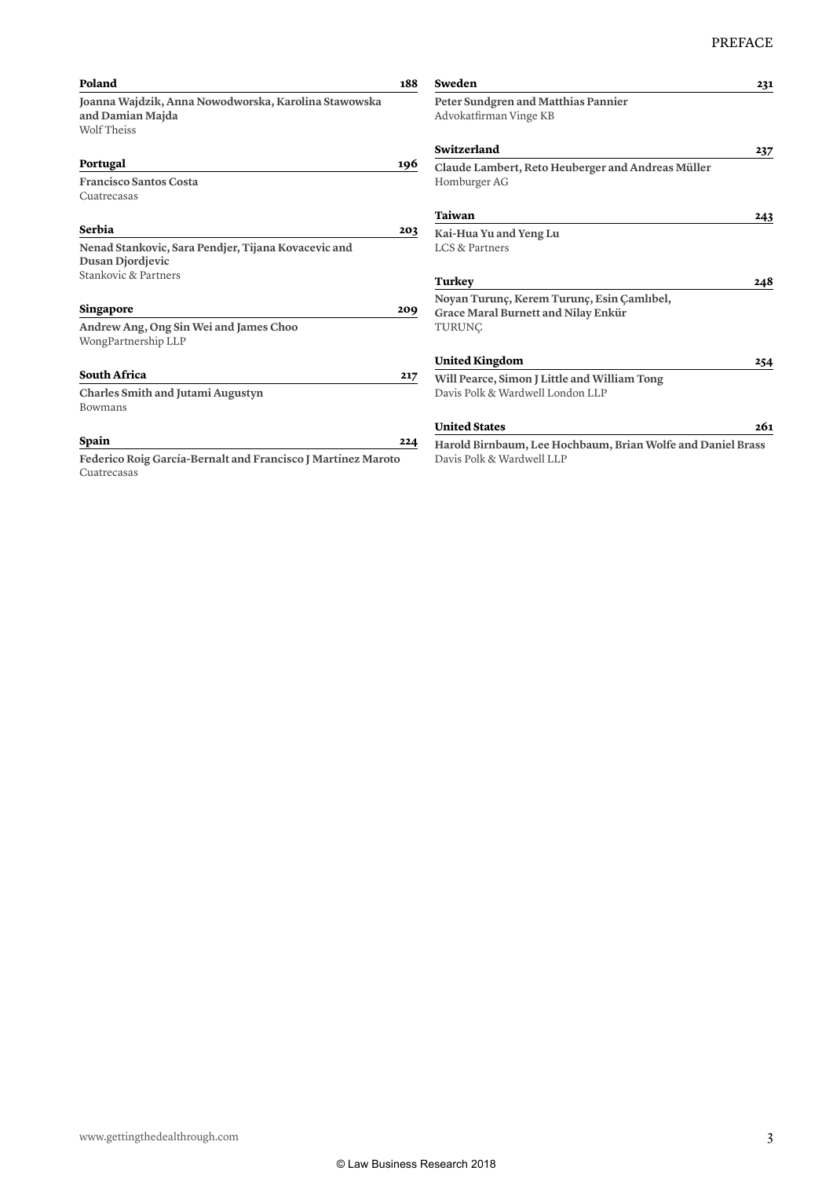**Poland** 188

**Joanna Wajdzik, Anna Nowodworska, Karolina Stawowska and Damian Majda**
Wolf Theiss

**Portugal** 196

**Francisco Santos Costa**
Cuatrecasas

**Serbia** 203

**Nenad Stankovic, Sara Pendjer, Tijana Kovacevic and Dusan Djordjevic**
Stankovic & Partners

**Singapore** 209

**Andrew Ang, Ong Sin Wei and James Choo**
WongPartnership LLP

**South Africa** 217

**Charles Smith and Jutami Augustyn**
Bowmans

**Spain** 224

**Federico Roig García-Bernalt and Francisco J Martínez Maroto**
Cuatrecasas

**Sweden** 231

**Peter Sundgren and Matthias Pannier**
Advokatfirman Vinge KB

**Switzerland** 237

**Claude Lambert, Reto Heuberger and Andreas Müller**
Homburger AG

**Taiwan** 243

**Kai-Hua Yu and Yeng Lu**
LCS & Partners

**Turkey** 248

**Noyan Turunç, Kerem Turunç, Esin Çamlıbel, Grace Maral Burnett and Nilay Enkür**
TURUNÇ

**United Kingdom** 254

**Will Pearce, Simon J Little and William Tong**
Davis Polk & Wardwell London LLP

**United States** 261

**Harold Birnbaum, Lee Hochbaum, Brian Wolfe and Daniel Brass**
Davis Polk & Wardwell LLP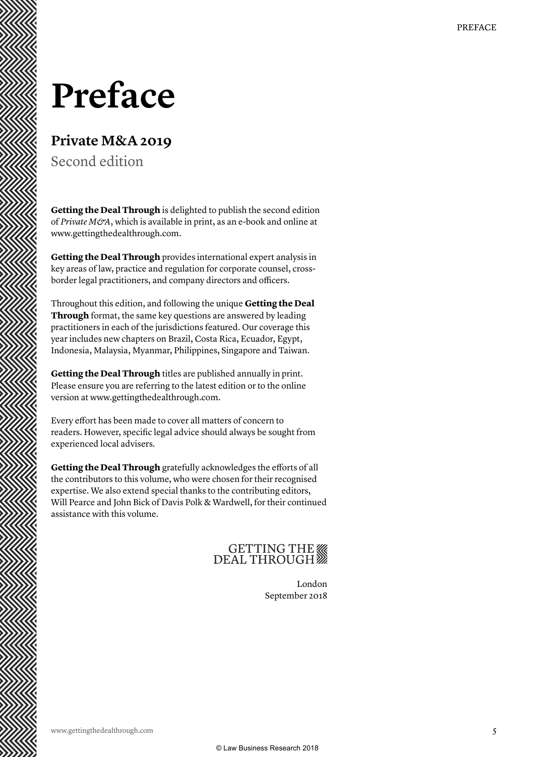# Preface

## Private M&A 2019

Second edition

**Getting the Deal Through** is delighted to publish the second edition of *Private M&A*, which is available in print, as an e-book and online at www.gettingthedealthrough.com.

**Getting the Deal Through** provides international expert analysis in key areas of law, practice and regulation for corporate counsel, cross-border legal practitioners, and company directors and officers.

Throughout this edition, and following the unique **Getting the Deal Through** format, the same key questions are answered by leading practitioners in each of the jurisdictions featured. Our coverage this year includes new chapters on Brazil, Costa Rica, Ecuador, Egypt, Indonesia, Malaysia, Myanmar, Philippines, Singapore and Taiwan.

**Getting the Deal Through** titles are published annually in print. Please ensure you are referring to the latest edition or to the online version at www.gettingthedealthrough.com.

Every effort has been made to cover all matters of concern to readers. However, specific legal advice should always be sought from experienced local advisers.

**Getting the Deal Through** gratefully acknowledges the efforts of all the contributors to this volume, who were chosen for their recognised expertise. We also extend special thanks to the contributing editors, Will Pearce and John Bick of Davis Polk & Wardwell, for their continued assistance with this volume.

GETTING THE DEAL THROUGH

London
September 2018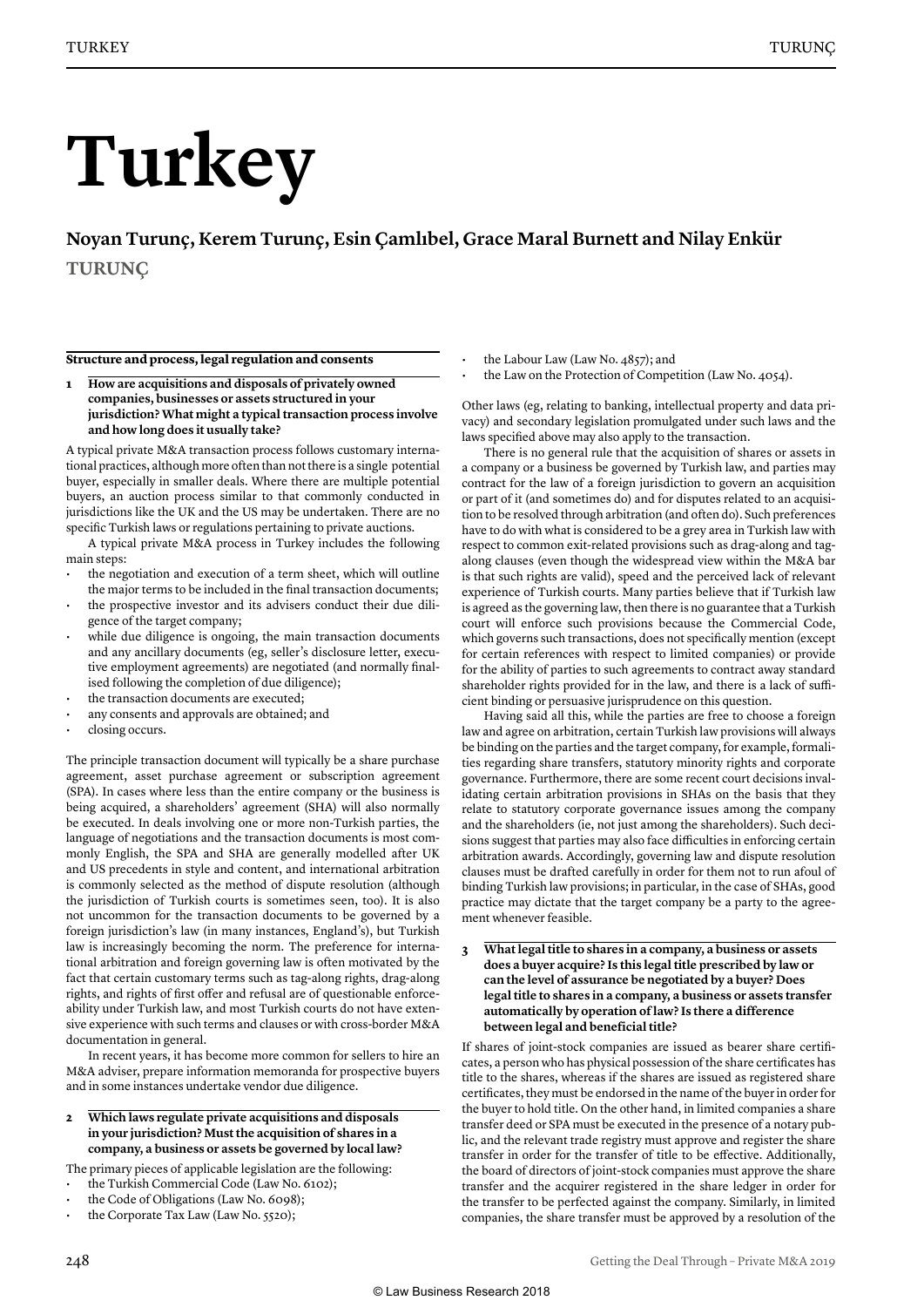# Turkey

**Noyan Turunç, Kerem Turunç, Esin Çamlıbel, Grace Maral Burnett and Nilay Enkür**

**TURUNÇ**

## Structure and process, legal regulation and consents

### 1 How are acquisitions and disposals of privately owned companies, businesses or assets structured in your jurisdiction? What might a typical transaction process involve and how long does it usually take?

A typical private M&A transaction process follows customary international practices, although more often than not there is a single potential buyer, especially in smaller deals. Where there are multiple potential buyers, an auction process similar to that commonly conducted in jurisdictions like the UK and the US may be undertaken. There are no specific Turkish laws or regulations pertaining to private auctions.

A typical private M&A process in Turkey includes the following main steps:

- the negotiation and execution of a term sheet, which will outline the major terms to be included in the final transaction documents;
- the prospective investor and its advisers conduct their due diligence of the target company;
- while due diligence is ongoing, the main transaction documents and any ancillary documents (eg, seller's disclosure letter, executive employment agreements) are negotiated (and normally finalised following the completion of due diligence);
- the transaction documents are executed;
- any consents and approvals are obtained; and
- closing occurs.

The principle transaction document will typically be a share purchase agreement, asset purchase agreement or subscription agreement (SPA). In cases where less than the entire company or the business is being acquired, a shareholders' agreement (SHA) will also normally be executed. In deals involving one or more non-Turkish parties, the language of negotiations and the transaction documents is most commonly English, the SPA and SHA are generally modelled after UK and US precedents in style and content, and international arbitration is commonly selected as the method of dispute resolution (although the jurisdiction of Turkish courts is sometimes seen, too). It is also not uncommon for the transaction documents to be governed by a foreign jurisdiction's law (in many instances, England's), but Turkish law is increasingly becoming the norm. The preference for international arbitration and foreign governing law is often motivated by the fact that certain customary terms such as tag-along rights, drag-along rights, and rights of first offer and refusal are of questionable enforceability under Turkish law, and most Turkish courts do not have extensive experience with such terms and clauses or with cross-border M&A documentation in general.

In recent years, it has become more common for sellers to hire an M&A adviser, prepare information memoranda for prospective buyers and in some instances undertake vendor due diligence.

### 2 Which laws regulate private acquisitions and disposals in your jurisdiction? Must the acquisition of shares in a company, a business or assets be governed by local law?

The primary pieces of applicable legislation are the following:

- the Turkish Commercial Code (Law No. 6102);
- the Code of Obligations (Law No. 6098);
- the Corporate Tax Law (Law No. 5520);
- the Labour Law (Law No. 4857); and
- the Law on the Protection of Competition (Law No. 4054).

Other laws (eg, relating to banking, intellectual property and data privacy) and secondary legislation promulgated under such laws and the laws specified above may also apply to the transaction.

There is no general rule that the acquisition of shares or assets in a company or a business be governed by Turkish law, and parties may contract for the law of a foreign jurisdiction to govern an acquisition or part of it (and sometimes do) and for disputes related to an acquisition to be resolved through arbitration (and often do). Such preferences have to do with what is considered to be a grey area in Turkish law with respect to common exit-related provisions such as drag-along and tag-along clauses (even though the widespread view within the M&A bar is that such rights are valid), speed and the perceived lack of relevant experience of Turkish courts. Many parties believe that if Turkish law is agreed as the governing law, then there is no guarantee that a Turkish court will enforce such provisions because the Commercial Code, which governs such transactions, does not specifically mention (except for certain references with respect to limited companies) or provide for the ability of parties to such agreements to contract away standard shareholder rights provided for in the law, and there is a lack of sufficient binding or persuasive jurisprudence on this question.

Having said all this, while the parties are free to choose a foreign law and agree on arbitration, certain Turkish law provisions will always be binding on the parties and the target company, for example, formalities regarding share transfers, statutory minority rights and corporate governance. Furthermore, there are some recent court decisions invalidating certain arbitration provisions in SHAs on the basis that they relate to statutory corporate governance issues among the company and the shareholders (ie, not just among the shareholders). Such decisions suggest that parties may also face difficulties in enforcing certain arbitration awards. Accordingly, governing law and dispute resolution clauses must be drafted carefully in order for them not to run afoul of binding Turkish law provisions; in particular, in the case of SHAs, good practice may dictate that the target company be a party to the agreement whenever feasible.

### 3 What legal title to shares in a company, a business or assets does a buyer acquire? Is this legal title prescribed by law or can the level of assurance be negotiated by a buyer? Does legal title to shares in a company, a business or assets transfer automatically by operation of law? Is there a difference between legal and beneficial title?

If shares of joint-stock companies are issued as bearer share certificates, a person who has physical possession of the share certificates has title to the shares, whereas if the shares are issued as registered share certificates, they must be endorsed in the name of the buyer in order for the buyer to hold title. On the other hand, in limited companies a share transfer deed or SPA must be executed in the presence of a notary public, and the relevant trade registry must approve and register the share transfer in order for the transfer of title to be effective. Additionally, the board of directors of joint-stock companies must approve the share transfer and the acquirer registered in the share ledger in order for the transfer to be perfected against the company. Similarly, in limited companies, the share transfer must be approved by a resolution of the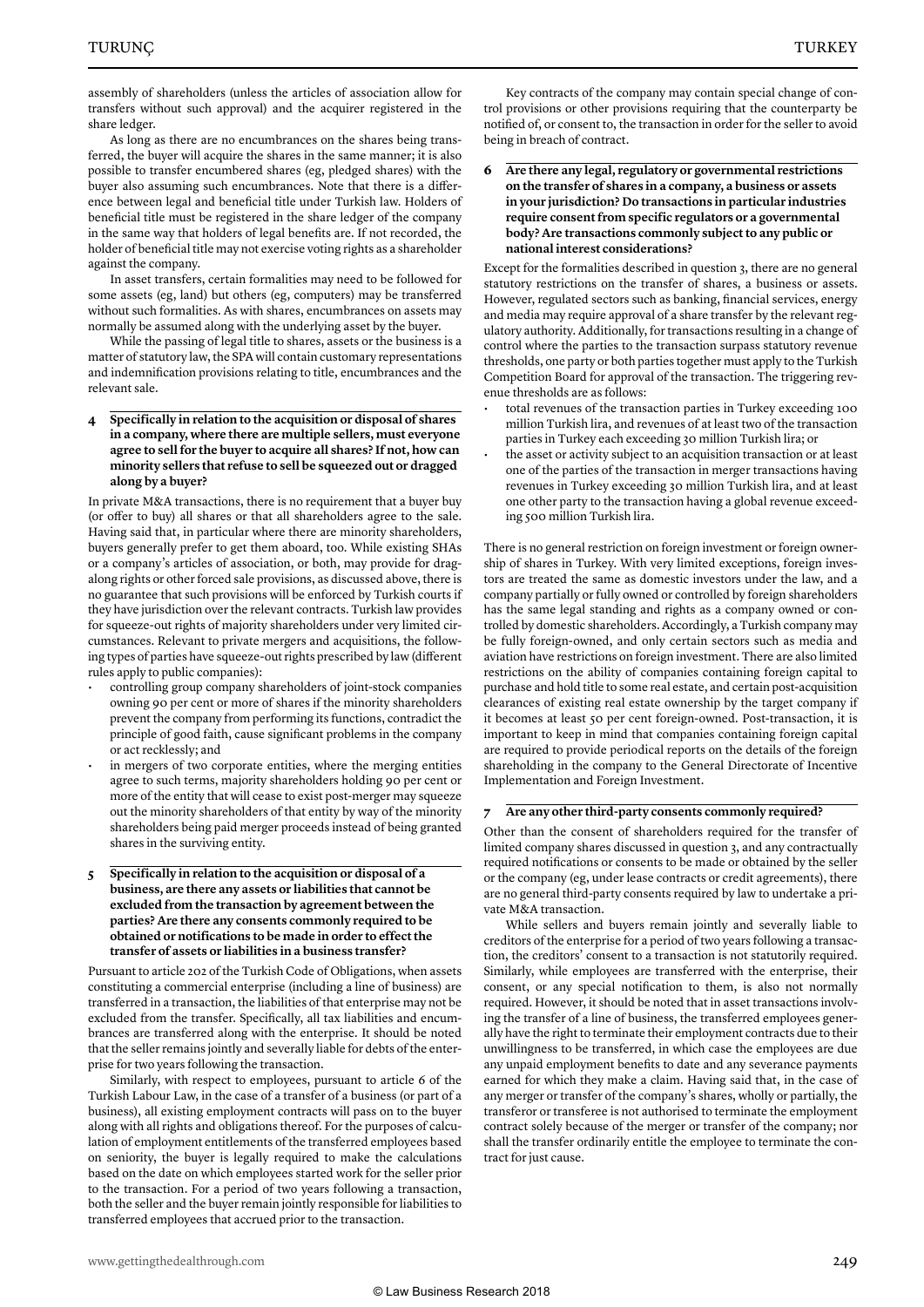assembly of shareholders (unless the articles of association allow for transfers without such approval) and the acquirer registered in the share ledger.

As long as there are no encumbrances on the shares being transferred, the buyer will acquire the shares in the same manner; it is also possible to transfer encumbered shares (eg, pledged shares) with the buyer also assuming such encumbrances. Note that there is a difference between legal and beneficial title under Turkish law. Holders of beneficial title must be registered in the share ledger of the company in the same way that holders of legal benefits are. If not recorded, the holder of beneficial title may not exercise voting rights as a shareholder against the company.

In asset transfers, certain formalities may need to be followed for some assets (eg, land) but others (eg, computers) may be transferred without such formalities. As with shares, encumbrances on assets may normally be assumed along with the underlying asset by the buyer.

While the passing of legal title to shares, assets or the business is a matter of statutory law, the SPA will contain customary representations and indemnification provisions relating to title, encumbrances and the relevant sale.

### 4 Specifically in relation to the acquisition or disposal of shares in a company, where there are multiple sellers, must everyone agree to sell for the buyer to acquire all shares? If not, how can minority sellers that refuse to sell be squeezed out or dragged along by a buyer?

In private M&A transactions, there is no requirement that a buyer buy (or offer to buy) all shares or that all shareholders agree to the sale. Having said that, in particular where there are minority shareholders, buyers generally prefer to get them aboard, too. While existing SHAs or a company's articles of association, or both, may provide for drag-along rights or other forced sale provisions, as discussed above, there is no guarantee that such provisions will be enforced by Turkish courts if they have jurisdiction over the relevant contracts. Turkish law provides for squeeze-out rights of majority shareholders under very limited circumstances. Relevant to private mergers and acquisitions, the following types of parties have squeeze-out rights prescribed by law (different rules apply to public companies):

- controlling group company shareholders of joint-stock companies owning 90 per cent or more of shares if the minority shareholders prevent the company from performing its functions, contradict the principle of good faith, cause significant problems in the company or act recklessly; and
- in mergers of two corporate entities, where the merging entities agree to such terms, majority shareholders holding 90 per cent or more of the entity that will cease to exist post-merger may squeeze out the minority shareholders of that entity by way of the minority shareholders being paid merger proceeds instead of being granted shares in the surviving entity.

### 5 Specifically in relation to the acquisition or disposal of a business, are there any assets or liabilities that cannot be excluded from the transaction by agreement between the parties? Are there any consents commonly required to be obtained or notifications to be made in order to effect the transfer of assets or liabilities in a business transfer?

Pursuant to article 202 of the Turkish Code of Obligations, when assets constituting a commercial enterprise (including a line of business) are transferred in a transaction, the liabilities of that enterprise may not be excluded from the transfer. Specifically, all tax liabilities and encumbrances are transferred along with the enterprise. It should be noted that the seller remains jointly and severally liable for debts of the enterprise for two years following the transaction.

Similarly, with respect to employees, pursuant to article 6 of the Turkish Labour Law, in the case of a transfer of a business (or part of a business), all existing employment contracts will pass on to the buyer along with all rights and obligations thereof. For the purposes of calculation of employment entitlements of the transferred employees based on seniority, the buyer is legally required to make the calculations based on the date on which employees started work for the seller prior to the transaction. For a period of two years following a transaction, both the seller and the buyer remain jointly responsible for liabilities to transferred employees that accrued prior to the transaction.

Key contracts of the company may contain special change of control provisions or other provisions requiring that the counterparty be notified of, or consent to, the transaction in order for the seller to avoid being in breach of contract.

### 6 Are there any legal, regulatory or governmental restrictions on the transfer of shares in a company, a business or assets in your jurisdiction? Do transactions in particular industries require consent from specific regulators or a governmental body? Are transactions commonly subject to any public or national interest considerations?

Except for the formalities described in question 3, there are no general statutory restrictions on the transfer of shares, a business or assets. However, regulated sectors such as banking, financial services, energy and media may require approval of a share transfer by the relevant regulatory authority. Additionally, for transactions resulting in a change of control where the parties to the transaction surpass statutory revenue thresholds, one party or both parties together must apply to the Turkish Competition Board for approval of the transaction. The triggering revenue thresholds are as follows:

- total revenues of the transaction parties in Turkey exceeding 100 million Turkish lira, and revenues of at least two of the transaction parties in Turkey each exceeding 30 million Turkish lira; or
- the asset or activity subject to an acquisition transaction or at least one of the parties of the transaction in merger transactions having revenues in Turkey exceeding 30 million Turkish lira, and at least one other party to the transaction having a global revenue exceeding 500 million Turkish lira.

There is no general restriction on foreign investment or foreign ownership of shares in Turkey. With very limited exceptions, foreign investors are treated the same as domestic investors under the law, and a company partially or fully owned or controlled by foreign shareholders has the same legal standing and rights as a company owned or controlled by domestic shareholders. Accordingly, a Turkish company may be fully foreign-owned, and only certain sectors such as media and aviation have restrictions on foreign investment. There are also limited restrictions on the ability of companies containing foreign capital to purchase and hold title to some real estate, and certain post-acquisition clearances of existing real estate ownership by the target company if it becomes at least 50 per cent foreign-owned. Post-transaction, it is important to keep in mind that companies containing foreign capital are required to provide periodical reports on the details of the foreign shareholding in the company to the General Directorate of Incentive Implementation and Foreign Investment.

### 7 Are any other third-party consents commonly required?

Other than the consent of shareholders required for the transfer of limited company shares discussed in question 3, and any contractually required notifications or consents to be made or obtained by the seller or the company (eg, under lease contracts or credit agreements), there are no general third-party consents required by law to undertake a private M&A transaction.

While sellers and buyers remain jointly and severally liable to creditors of the enterprise for a period of two years following a transaction, the creditors' consent to a transaction is not statutorily required. Similarly, while employees are transferred with the enterprise, their consent, or any special notification to them, is also not normally required. However, it should be noted that in asset transactions involving the transfer of a line of business, the transferred employees generally have the right to terminate their employment contracts due to their unwillingness to be transferred, in which case the employees are due any unpaid employment benefits to date and any severance payments earned for which they make a claim. Having said that, in the case of any merger or transfer of the company's shares, wholly or partially, the transferor or transferee is not authorised to terminate the employment contract solely because of the merger or transfer of the company; nor shall the transfer ordinarily entitle the employee to terminate the contract for just cause.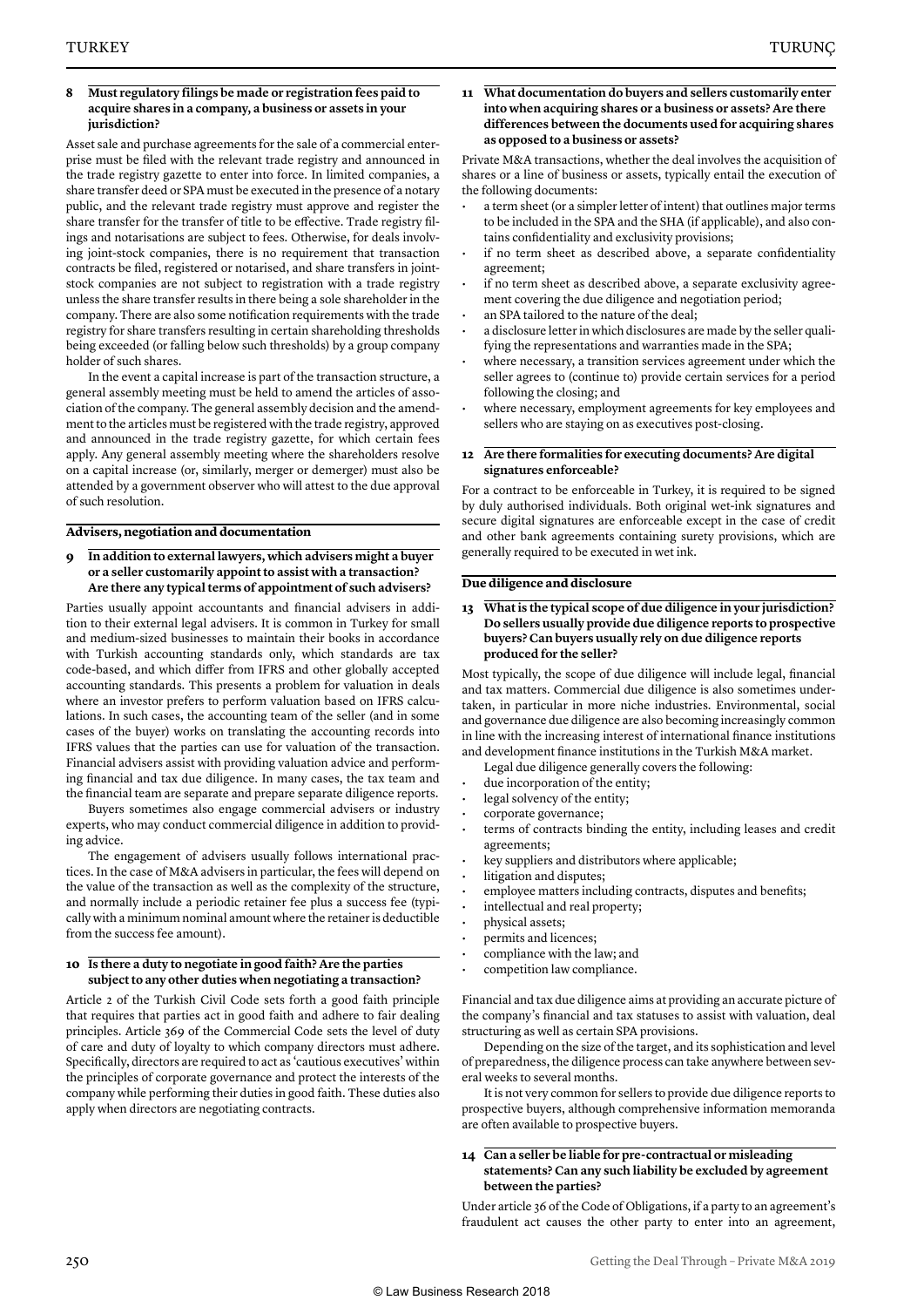**8 Must regulatory filings be made or registration fees paid to acquire shares in a company, a business or assets in your jurisdiction?**

Asset sale and purchase agreements for the sale of a commercial enterprise must be filed with the relevant trade registry and announced in the trade registry gazette to enter into force. In limited companies, a share transfer deed or SPA must be executed in the presence of a notary public, and the relevant trade registry must approve and register the share transfer for the transfer of title to be effective. Trade registry filings and notarisations are subject to fees. Otherwise, for deals involving joint-stock companies, there is no requirement that transaction contracts be filed, registered or notarised, and share transfers in joint-stock companies are not subject to registration with a trade registry unless the share transfer results in there being a sole shareholder in the company. There are also some notification requirements with the trade registry for share transfers resulting in certain shareholding thresholds being exceeded (or falling below such thresholds) by a group company holder of such shares.

In the event a capital increase is part of the transaction structure, a general assembly meeting must be held to amend the articles of association of the company. The general assembly decision and the amendment to the articles must be registered with the trade registry, approved and announced in the trade registry gazette, for which certain fees apply. Any general assembly meeting where the shareholders resolve on a capital increase (or, similarly, merger or demerger) must also be attended by a government observer who will attest to the due approval of such resolution.

## Advisers, negotiation and documentation

**9 In addition to external lawyers, which advisers might a buyer or a seller customarily appoint to assist with a transaction? Are there any typical terms of appointment of such advisers?**

Parties usually appoint accountants and financial advisers in addition to their external legal advisers. It is common in Turkey for small and medium-sized businesses to maintain their books in accordance with Turkish accounting standards only, which standards are tax code-based, and which differ from IFRS and other globally accepted accounting standards. This presents a problem for valuation in deals where an investor prefers to perform valuation based on IFRS calculations. In such cases, the accounting team of the seller (and in some cases of the buyer) works on translating the accounting records into IFRS values that the parties can use for valuation of the transaction. Financial advisers assist with providing valuation advice and performing financial and tax due diligence. In many cases, the tax team and the financial team are separate and prepare separate diligence reports.

Buyers sometimes also engage commercial advisers or industry experts, who may conduct commercial diligence in addition to providing advice.

The engagement of advisers usually follows international practices. In the case of M&A advisers in particular, the fees will depend on the value of the transaction as well as the complexity of the structure, and normally include a periodic retainer fee plus a success fee (typically with a minimum nominal amount where the retainer is deductible from the success fee amount).

**10 Is there a duty to negotiate in good faith? Are the parties subject to any other duties when negotiating a transaction?**

Article 2 of the Turkish Civil Code sets forth a good faith principle that requires that parties act in good faith and adhere to fair dealing principles. Article 369 of the Commercial Code sets the level of duty of care and duty of loyalty to which company directors must adhere. Specifically, directors are required to act as 'cautious executives' within the principles of corporate governance and protect the interests of the company while performing their duties in good faith. These duties also apply when directors are negotiating contracts.

**11 What documentation do buyers and sellers customarily enter into when acquiring shares or a business or assets? Are there differences between the documents used for acquiring shares as opposed to a business or assets?**

Private M&A transactions, whether the deal involves the acquisition of shares or a line of business or assets, typically entail the execution of the following documents:

- a term sheet (or a simpler letter of intent) that outlines major terms to be included in the SPA and the SHA (if applicable), and also contains confidentiality and exclusivity provisions;
- if no term sheet as described above, a separate confidentiality agreement;
- if no term sheet as described above, a separate exclusivity agreement covering the due diligence and negotiation period;
- an SPA tailored to the nature of the deal;
- a disclosure letter in which disclosures are made by the seller qualifying the representations and warranties made in the SPA;
- where necessary, a transition services agreement under which the seller agrees to (continue to) provide certain services for a period following the closing; and
- where necessary, employment agreements for key employees and sellers who are staying on as executives post-closing.

**12 Are there formalities for executing documents? Are digital signatures enforceable?**

For a contract to be enforceable in Turkey, it is required to be signed by duly authorised individuals. Both original wet-ink signatures and secure digital signatures are enforceable except in the case of credit and other bank agreements containing surety provisions, which are generally required to be executed in wet ink.

## Due diligence and disclosure

**13 What is the typical scope of due diligence in your jurisdiction? Do sellers usually provide due diligence reports to prospective buyers? Can buyers usually rely on due diligence reports produced for the seller?**

Most typically, the scope of due diligence will include legal, financial and tax matters. Commercial due diligence is also sometimes undertaken, in particular in more niche industries. Environmental, social and governance due diligence are also becoming increasingly common in line with the increasing interest of international finance institutions and development finance institutions in the Turkish M&A market.

Legal due diligence generally covers the following:

- due incorporation of the entity;
- legal solvency of the entity;
- corporate governance;
- terms of contracts binding the entity, including leases and credit agreements;
- key suppliers and distributors where applicable;
- litigation and disputes;
- employee matters including contracts, disputes and benefits;
- intellectual and real property;
- physical assets;
- permits and licences;
- compliance with the law; and
- competition law compliance.

Financial and tax due diligence aims at providing an accurate picture of the company's financial and tax statuses to assist with valuation, deal structuring as well as certain SPA provisions.

Depending on the size of the target, and its sophistication and level of preparedness, the diligence process can take anywhere between several weeks to several months.

It is not very common for sellers to provide due diligence reports to prospective buyers, although comprehensive information memoranda are often available to prospective buyers.

**14 Can a seller be liable for pre-contractual or misleading statements? Can any such liability be excluded by agreement between the parties?**

Under article 36 of the Code of Obligations, if a party to an agreement's fraudulent act causes the other party to enter into an agreement,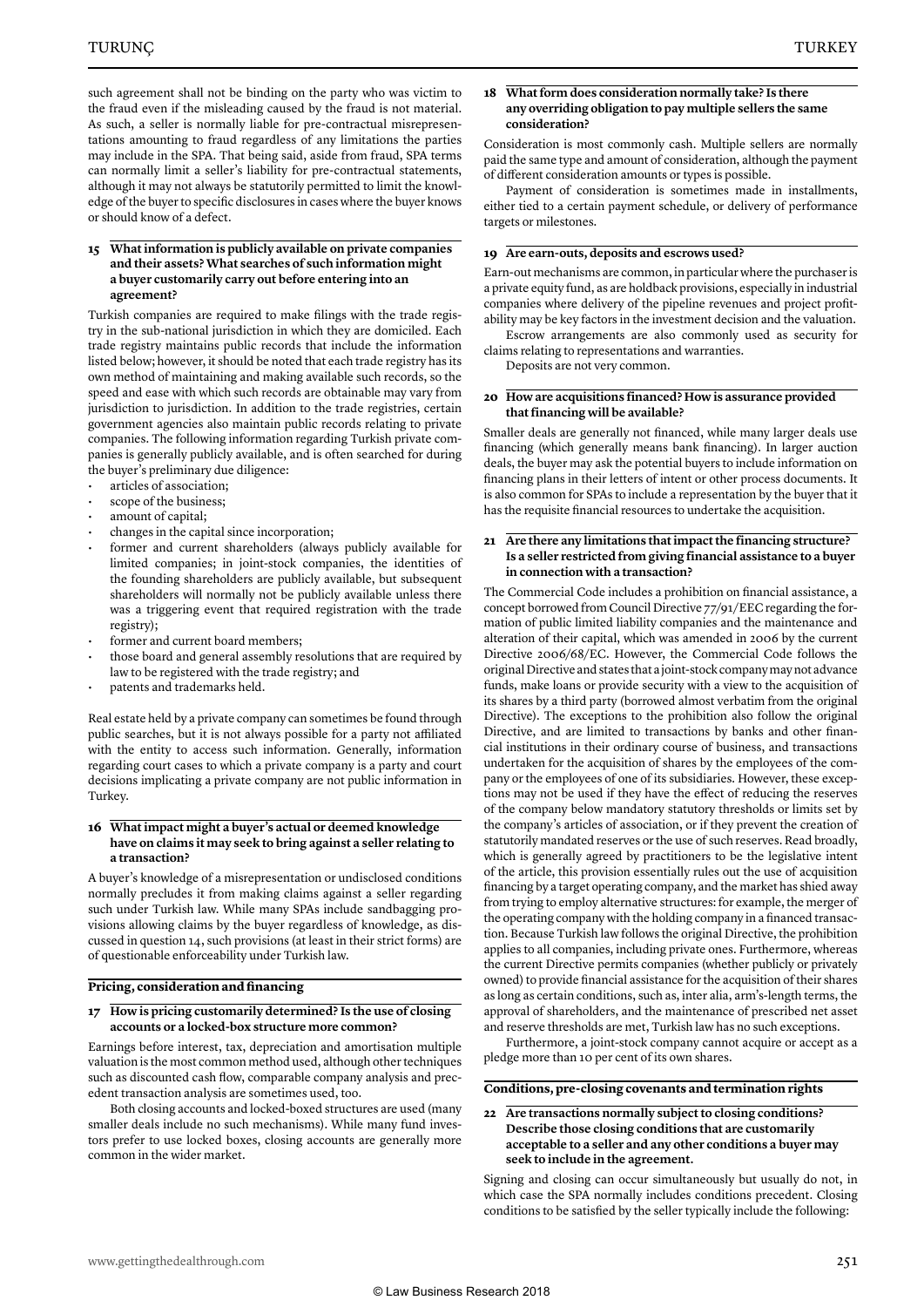such agreement shall not be binding on the party who was victim to the fraud even if the misleading caused by the fraud is not material. As such, a seller is normally liable for pre-contractual misrepresentations amounting to fraud regardless of any limitations the parties may include in the SPA. That being said, aside from fraud, SPA terms can normally limit a seller's liability for pre-contractual statements, although it may not always be statutorily permitted to limit the knowledge of the buyer to specific disclosures in cases where the buyer knows or should know of a defect.

### 15 What information is publicly available on private companies and their assets? What searches of such information might a buyer customarily carry out before entering into an agreement?

Turkish companies are required to make filings with the trade registry in the sub-national jurisdiction in which they are domiciled. Each trade registry maintains public records that include the information listed below; however, it should be noted that each trade registry has its own method of maintaining and making available such records, so the speed and ease with which such records are obtainable may vary from jurisdiction to jurisdiction. In addition to the trade registries, certain government agencies also maintain public records relating to private companies. The following information regarding Turkish private companies is generally publicly available, and is often searched for during the buyer's preliminary due diligence:

- articles of association;
- scope of the business;
- amount of capital;
- changes in the capital since incorporation;
- former and current shareholders (always publicly available for limited companies; in joint-stock companies, the identities of the founding shareholders are publicly available, but subsequent shareholders will normally not be publicly available unless there was a triggering event that required registration with the trade registry);
- former and current board members;
- those board and general assembly resolutions that are required by law to be registered with the trade registry; and
- patents and trademarks held.

Real estate held by a private company can sometimes be found through public searches, but it is not always possible for a party not affiliated with the entity to access such information. Generally, information regarding court cases to which a private company is a party and court decisions implicating a private company are not public information in Turkey.

### 16 What impact might a buyer's actual or deemed knowledge have on claims it may seek to bring against a seller relating to a transaction?

A buyer's knowledge of a misrepresentation or undisclosed conditions normally precludes it from making claims against a seller regarding such under Turkish law. While many SPAs include sandbagging provisions allowing claims by the buyer regardless of knowledge, as discussed in question 14, such provisions (at least in their strict forms) are of questionable enforceability under Turkish law.

## Pricing, consideration and financing

### 17 How is pricing customarily determined? Is the use of closing accounts or a locked-box structure more common?

Earnings before interest, tax, depreciation and amortisation multiple valuation is the most common method used, although other techniques such as discounted cash flow, comparable company analysis and precedent transaction analysis are sometimes used, too.

Both closing accounts and locked-boxed structures are used (many smaller deals include no such mechanisms). While many fund investors prefer to use locked boxes, closing accounts are generally more common in the wider market.

### 18 What form does consideration normally take? Is there any overriding obligation to pay multiple sellers the same consideration?

Consideration is most commonly cash. Multiple sellers are normally paid the same type and amount of consideration, although the payment of different consideration amounts or types is possible.

Payment of consideration is sometimes made in installments, either tied to a certain payment schedule, or delivery of performance targets or milestones.

### 19 Are earn-outs, deposits and escrows used?

Earn-out mechanisms are common, in particular where the purchaser is a private equity fund, as are holdback provisions, especially in industrial companies where delivery of the pipeline revenues and project profitability may be key factors in the investment decision and the valuation.

Escrow arrangements are also commonly used as security for claims relating to representations and warranties.

Deposits are not very common.

### 20 How are acquisitions financed? How is assurance provided that financing will be available?

Smaller deals are generally not financed, while many larger deals use financing (which generally means bank financing). In larger auction deals, the buyer may ask the potential buyers to include information on financing plans in their letters of intent or other process documents. It is also common for SPAs to include a representation by the buyer that it has the requisite financial resources to undertake the acquisition.

### 21 Are there any limitations that impact the financing structure? Is a seller restricted from giving financial assistance to a buyer in connection with a transaction?

The Commercial Code includes a prohibition on financial assistance, a concept borrowed from Council Directive 77/91/EEC regarding the formation of public limited liability companies and the maintenance and alteration of their capital, which was amended in 2006 by the current Directive 2006/68/EC. However, the Commercial Code follows the original Directive and states that a joint-stock company may not advance funds, make loans or provide security with a view to the acquisition of its shares by a third party (borrowed almost verbatim from the original Directive). The exceptions to the prohibition also follow the original Directive, and are limited to transactions by banks and other financial institutions in their ordinary course of business, and transactions undertaken for the acquisition of shares by the employees of the company or the employees of one of its subsidiaries. However, these exceptions may not be used if they have the effect of reducing the reserves of the company below mandatory statutory thresholds or limits set by the company's articles of association, or if they prevent the creation of statutorily mandated reserves or the use of such reserves. Read broadly, which is generally agreed by practitioners to be the legislative intent of the article, this provision essentially rules out the use of acquisition financing by a target operating company, and the market has shied away from trying to employ alternative structures: for example, the merger of the operating company with the holding company in a financed transaction. Because Turkish law follows the original Directive, the prohibition applies to all companies, including private ones. Furthermore, whereas the current Directive permits companies (whether publicly or privately owned) to provide financial assistance for the acquisition of their shares as long as certain conditions, such as, inter alia, arm's-length terms, the approval of shareholders, and the maintenance of prescribed net asset and reserve thresholds are met, Turkish law has no such exceptions.

Furthermore, a joint-stock company cannot acquire or accept as a pledge more than 10 per cent of its own shares.

## Conditions, pre-closing covenants and termination rights

### 22 Are transactions normally subject to closing conditions? Describe those closing conditions that are customarily acceptable to a seller and any other conditions a buyer may seek to include in the agreement.

Signing and closing can occur simultaneously but usually do not, in which case the SPA normally includes conditions precedent. Closing conditions to be satisfied by the seller typically include the following: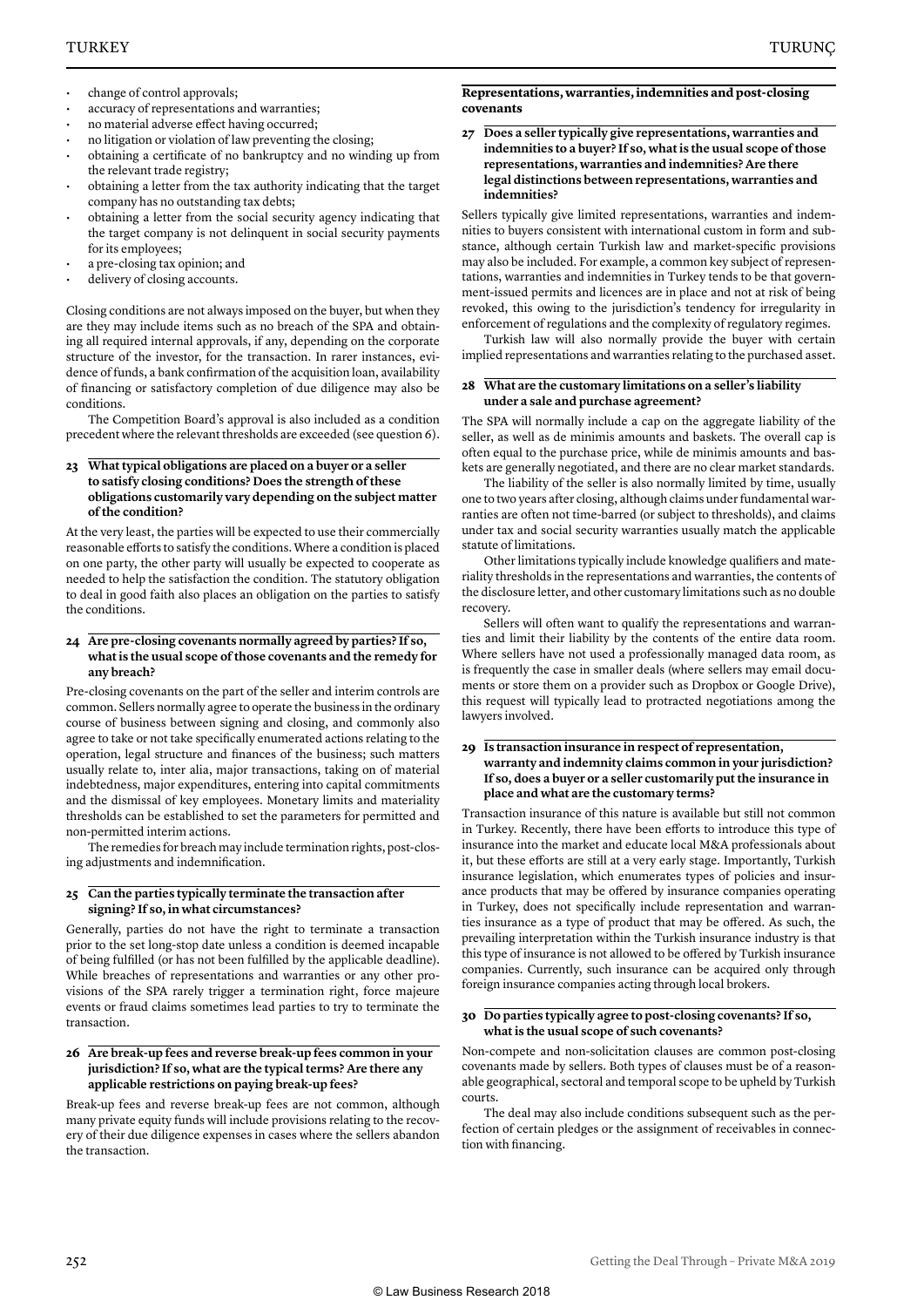- change of control approvals;
- accuracy of representations and warranties;
- no material adverse effect having occurred;
- no litigation or violation of law preventing the closing;
- obtaining a certificate of no bankruptcy and no winding up from the relevant trade registry;
- obtaining a letter from the tax authority indicating that the target company has no outstanding tax debts;
- obtaining a letter from the social security agency indicating that the target company is not delinquent in social security payments for its employees;
- a pre-closing tax opinion; and
- delivery of closing accounts.

Closing conditions are not always imposed on the buyer, but when they are they may include items such as no breach of the SPA and obtaining all required internal approvals, if any, depending on the corporate structure of the investor, for the transaction. In rarer instances, evidence of funds, a bank confirmation of the acquisition loan, availability of financing or satisfactory completion of due diligence may also be conditions.

The Competition Board's approval is also included as a condition precedent where the relevant thresholds are exceeded (see question 6).

### 23 What typical obligations are placed on a buyer or a seller to satisfy closing conditions? Does the strength of these obligations customarily vary depending on the subject matter of the condition?

At the very least, the parties will be expected to use their commercially reasonable efforts to satisfy the conditions. Where a condition is placed on one party, the other party will usually be expected to cooperate as needed to help the satisfaction the condition. The statutory obligation to deal in good faith also places an obligation on the parties to satisfy the conditions.

### 24 Are pre-closing covenants normally agreed by parties? If so, what is the usual scope of those covenants and the remedy for any breach?

Pre-closing covenants on the part of the seller and interim controls are common. Sellers normally agree to operate the business in the ordinary course of business between signing and closing, and commonly also agree to take or not take specifically enumerated actions relating to the operation, legal structure and finances of the business; such matters usually relate to, inter alia, major transactions, taking on of material indebtedness, major expenditures, entering into capital commitments and the dismissal of key employees. Monetary limits and materiality thresholds can be established to set the parameters for permitted and non-permitted interim actions.

The remedies for breach may include termination rights, post-closing adjustments and indemnification.

### 25 Can the parties typically terminate the transaction after signing? If so, in what circumstances?

Generally, parties do not have the right to terminate a transaction prior to the set long-stop date unless a condition is deemed incapable of being fulfilled (or has not been fulfilled by the applicable deadline). While breaches of representations and warranties or any other provisions of the SPA rarely trigger a termination right, force majeure events or fraud claims sometimes lead parties to try to terminate the transaction.

### 26 Are break-up fees and reverse break-up fees common in your jurisdiction? If so, what are the typical terms? Are there any applicable restrictions on paying break-up fees?

Break-up fees and reverse break-up fees are not common, although many private equity funds will include provisions relating to the recovery of their due diligence expenses in cases where the sellers abandon the transaction.

## Representations, warranties, indemnities and post-closing covenants

### 27 Does a seller typically give representations, warranties and indemnities to a buyer? If so, what is the usual scope of those representations, warranties and indemnities? Are there legal distinctions between representations, warranties and indemnities?

Sellers typically give limited representations, warranties and indemnities to buyers consistent with international custom in form and substance, although certain Turkish law and market-specific provisions may also be included. For example, a common key subject of representations, warranties and indemnities in Turkey tends to be that government-issued permits and licences are in place and not at risk of being revoked, this owing to the jurisdiction's tendency for irregularity in enforcement of regulations and the complexity of regulatory regimes.

Turkish law will also normally provide the buyer with certain implied representations and warranties relating to the purchased asset.

### 28 What are the customary limitations on a seller's liability under a sale and purchase agreement?

The SPA will normally include a cap on the aggregate liability of the seller, as well as de minimis amounts and baskets. The overall cap is often equal to the purchase price, while de minimis amounts and baskets are generally negotiated, and there are no clear market standards.

The liability of the seller is also normally limited by time, usually one to two years after closing, although claims under fundamental warranties are often not time-barred (or subject to thresholds), and claims under tax and social security warranties usually match the applicable statute of limitations.

Other limitations typically include knowledge qualifiers and materiality thresholds in the representations and warranties, the contents of the disclosure letter, and other customary limitations such as no double recovery.

Sellers will often want to qualify the representations and warranties and limit their liability by the contents of the entire data room. Where sellers have not used a professionally managed data room, as is frequently the case in smaller deals (where sellers may email documents or store them on a provider such as Dropbox or Google Drive), this request will typically lead to protracted negotiations among the lawyers involved.

### 29 Is transaction insurance in respect of representation, warranty and indemnity claims common in your jurisdiction? If so, does a buyer or a seller customarily put the insurance in place and what are the customary terms?

Transaction insurance of this nature is available but still not common in Turkey. Recently, there have been efforts to introduce this type of insurance into the market and educate local M&A professionals about it, but these efforts are still at a very early stage. Importantly, Turkish insurance legislation, which enumerates types of policies and insurance products that may be offered by insurance companies operating in Turkey, does not specifically include representation and warranties insurance as a type of product that may be offered. As such, the prevailing interpretation within the Turkish insurance industry is that this type of insurance is not allowed to be offered by Turkish insurance companies. Currently, such insurance can be acquired only through foreign insurance companies acting through local brokers.

### 30 Do parties typically agree to post-closing covenants? If so, what is the usual scope of such covenants?

Non-compete and non-solicitation clauses are common post-closing covenants made by sellers. Both types of clauses must be of a reasonable geographical, sectoral and temporal scope to be upheld by Turkish courts.

The deal may also include conditions subsequent such as the perfection of certain pledges or the assignment of receivables in connection with financing.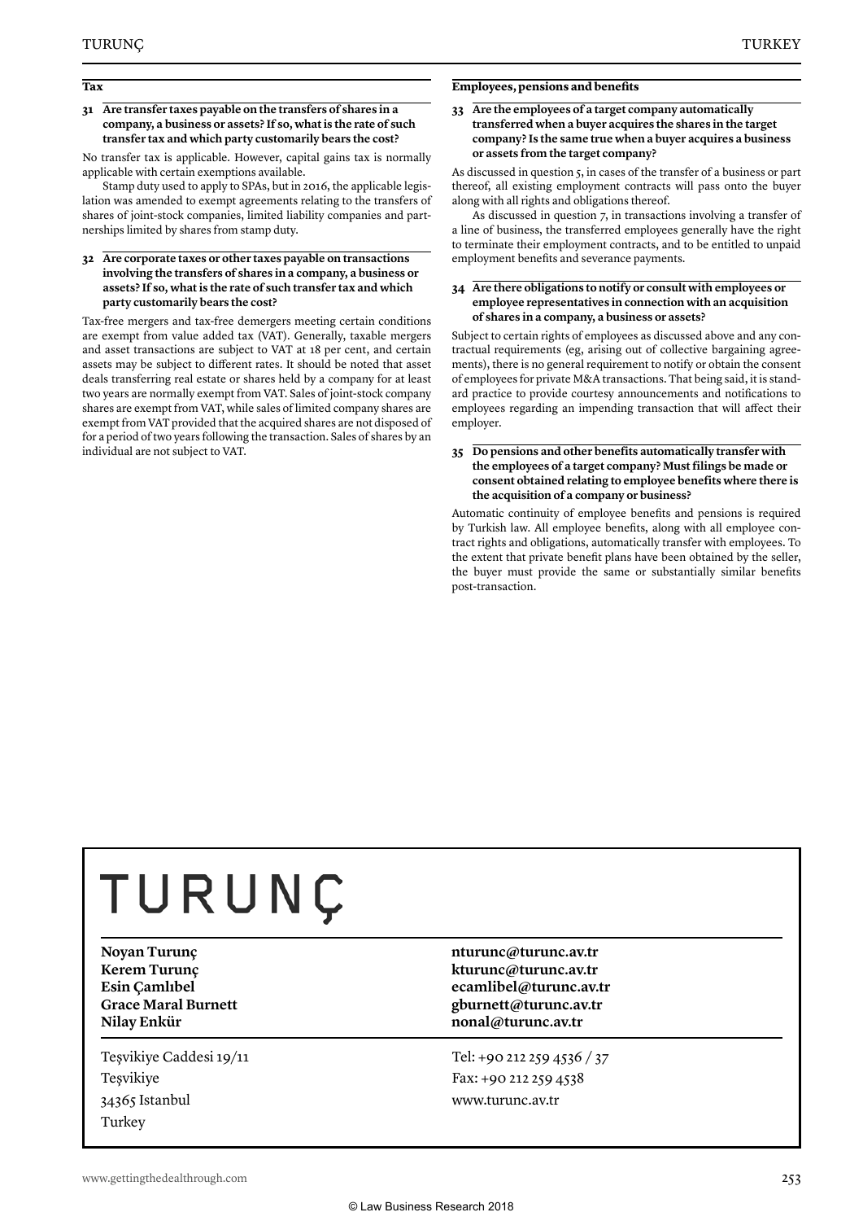## Tax

### 31 Are transfer taxes payable on the transfers of shares in a company, a business or assets? If so, what is the rate of such transfer tax and which party customarily bears the cost?

No transfer tax is applicable. However, capital gains tax is normally applicable with certain exemptions available.

Stamp duty used to apply to SPAs, but in 2016, the applicable legislation was amended to exempt agreements relating to the transfers of shares of joint-stock companies, limited liability companies and partnerships limited by shares from stamp duty.

### 32 Are corporate taxes or other taxes payable on transactions involving the transfers of shares in a company, a business or assets? If so, what is the rate of such transfer tax and which party customarily bears the cost?

Tax-free mergers and tax-free demergers meeting certain conditions are exempt from value added tax (VAT). Generally, taxable mergers and asset transactions are subject to VAT at 18 per cent, and certain assets may be subject to different rates. It should be noted that asset deals transferring real estate or shares held by a company for at least two years are normally exempt from VAT. Sales of joint-stock company shares are exempt from VAT, while sales of limited company shares are exempt from VAT provided that the acquired shares are not disposed of for a period of two years following the transaction. Sales of shares by an individual are not subject to VAT.

## Employees, pensions and benefits

### 33 Are the employees of a target company automatically transferred when a buyer acquires the shares in the target company? Is the same true when a buyer acquires a business or assets from the target company?

As discussed in question 5, in cases of the transfer of a business or part thereof, all existing employment contracts will pass onto the buyer along with all rights and obligations thereof.

As discussed in question 7, in transactions involving a transfer of a line of business, the transferred employees generally have the right to terminate their employment contracts, and to be entitled to unpaid employment benefits and severance payments.

### 34 Are there obligations to notify or consult with employees or employee representatives in connection with an acquisition of shares in a company, a business or assets?

Subject to certain rights of employees as discussed above and any contractual requirements (eg, arising out of collective bargaining agreements), there is no general requirement to notify or obtain the consent of employees for private M&A transactions. That being said, it is standard practice to provide courtesy announcements and notifications to employees regarding an impending transaction that will affect their employer.

### 35 Do pensions and other benefits automatically transfer with the employees of a target company? Must filings be made or consent obtained relating to employee benefits where there is the acquisition of a company or business?

Automatic continuity of employee benefits and pensions is required by Turkish law. All employee benefits, along with all employee contract rights and obligations, automatically transfer with employees. To the extent that private benefit plans have been obtained by the seller, the buyer must provide the same or substantially similar benefits post-transaction.

---

# TURUNÇ

| | |
|---|---|
| **Noyan Turunç** | **nturunc@turunc.av.tr** |
| **Kerem Turunç** | **kturunc@turunc.av.tr** |
| **Esin Çamlıbel** | **ecamlibel@turunc.av.tr** |
| **Grace Maral Burnett** | **gburnett@turunc.av.tr** |
| **Nilay Enkür** | **nonal@turunc.av.tr** |

Teşvikiye Caddesi 19/11
Teşvikiye
34365 Istanbul
Turkey

Tel: +90 212 259 4536 / 37
Fax: +90 212 259 4538
www.turunc.av.tr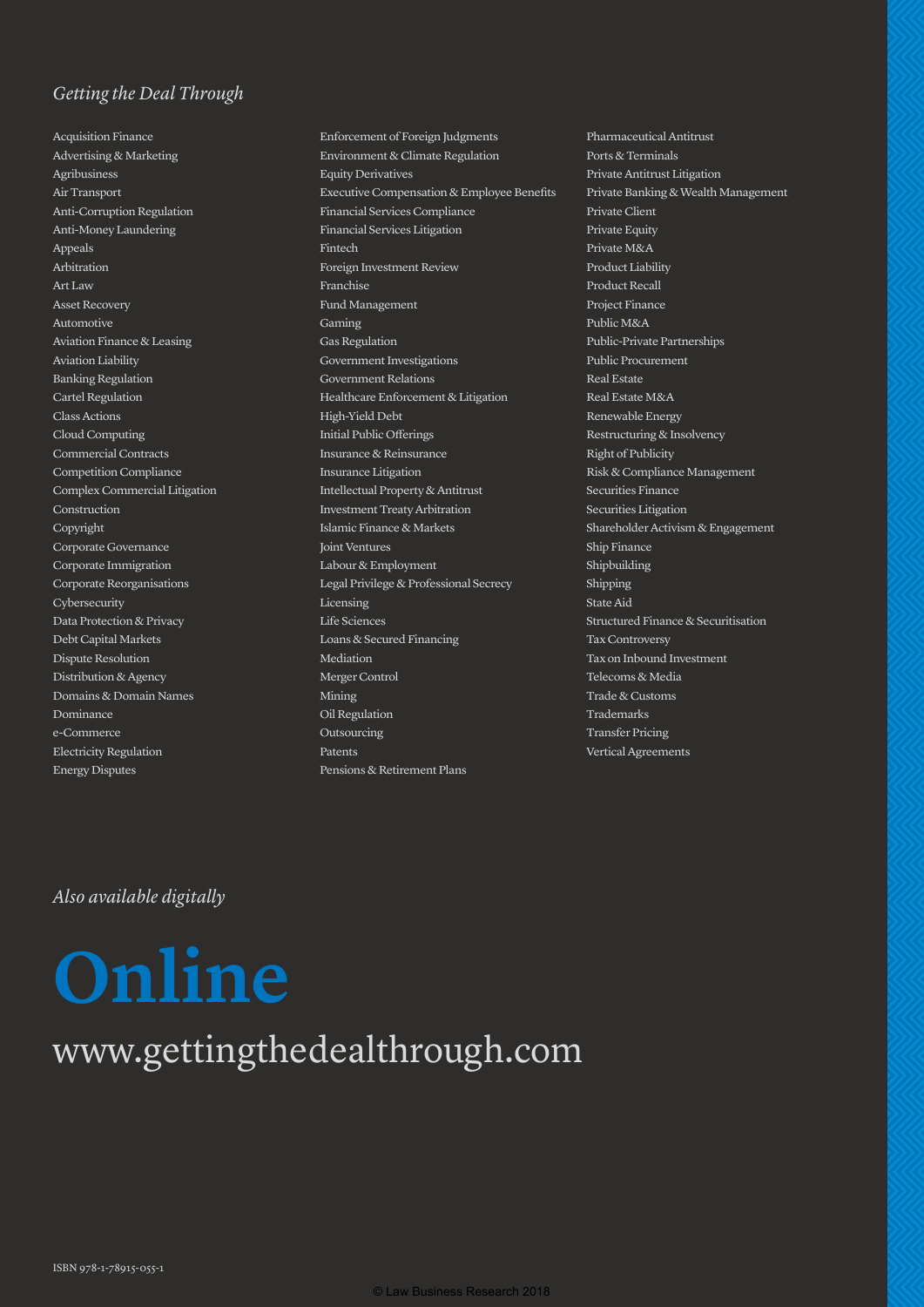*Getting the Deal Through*

Acquisition Finance
Advertising & Marketing
Agribusiness
Air Transport
Anti-Corruption Regulation
Anti-Money Laundering
Appeals
Arbitration
Art Law
Asset Recovery
Automotive
Aviation Finance & Leasing
Aviation Liability
Banking Regulation
Cartel Regulation
Class Actions
Cloud Computing
Commercial Contracts
Competition Compliance
Complex Commercial Litigation
Construction
Copyright
Corporate Governance
Corporate Immigration
Corporate Reorganisations
Cybersecurity
Data Protection & Privacy
Debt Capital Markets
Dispute Resolution
Distribution & Agency
Domains & Domain Names
Dominance
e-Commerce
Electricity Regulation
Energy Disputes
Enforcement of Foreign Judgments
Environment & Climate Regulation
Equity Derivatives
Executive Compensation & Employee Benefits
Financial Services Compliance
Financial Services Litigation
Fintech
Foreign Investment Review
Franchise
Fund Management
Gaming
Gas Regulation
Government Investigations
Government Relations
Healthcare Enforcement & Litigation
High-Yield Debt
Initial Public Offerings
Insurance & Reinsurance
Insurance Litigation
Intellectual Property & Antitrust
Investment Treaty Arbitration
Islamic Finance & Markets
Joint Ventures
Labour & Employment
Legal Privilege & Professional Secrecy
Licensing
Life Sciences
Loans & Secured Financing
Mediation
Merger Control
Mining
Oil Regulation
Outsourcing
Patents
Pensions & Retirement Plans
Pharmaceutical Antitrust
Ports & Terminals
Private Antitrust Litigation
Private Banking & Wealth Management
Private Client
Private Equity
Private M&A
Product Liability
Product Recall
Project Finance
Public M&A
Public-Private Partnerships
Public Procurement
Real Estate
Real Estate M&A
Renewable Energy
Restructuring & Insolvency
Right of Publicity
Risk & Compliance Management
Securities Finance
Securities Litigation
Shareholder Activism & Engagement
Ship Finance
Shipbuilding
Shipping
State Aid
Structured Finance & Securitisation
Tax Controversy
Tax on Inbound Investment
Telecoms & Media
Trade & Customs
Trademarks
Transfer Pricing
Vertical Agreements

*Also available digitally*

# Online

www.gettingthedealthrough.com

ISBN 978-1-78915-055-1

© Law Business Research 2018